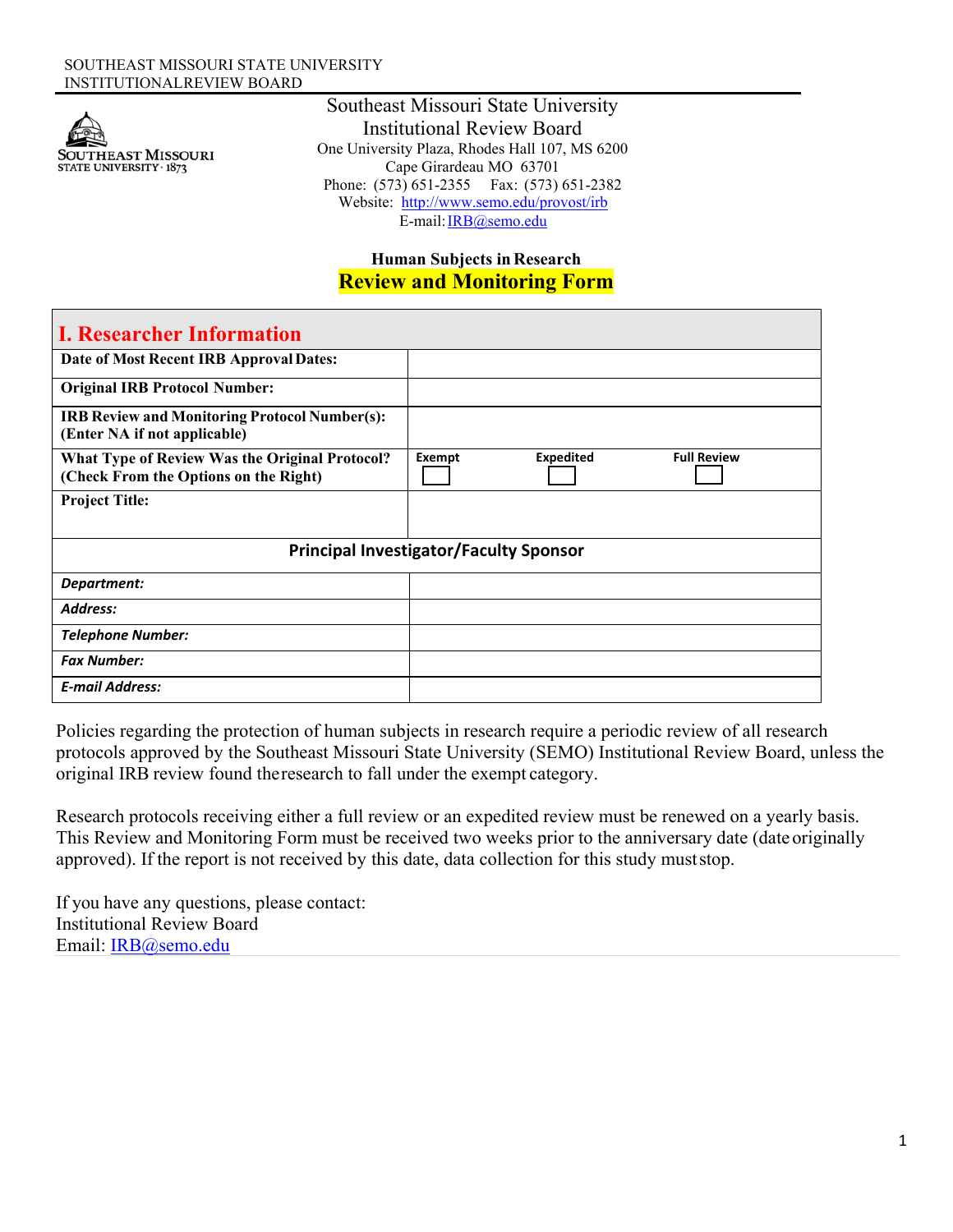SOUTHEAST MISSOURI STATE UNIVERSITY
INSTITUTIONALREVIEW BOARD

Southeast Missouri State University
Institutional Review Board
One University Plaza, Rhodes Hall 107, MS 6200
Cape Girardeau MO 63701
Phone: (573) 651-2355 Fax: (573) 651-2382
Website: http://www.semo.edu/provost/irb
E-mail: IRB@semo.edu

**Human Subjects in Research**

# Review and Monitoring Form

## I. Researcher Information

| | | | |
|---|---|---|---|
| **Date of Most Recent IRB Approval Dates:** | | | |
| **Original IRB Protocol Number:** | | | |
| **IRB Review and Monitoring Protocol Number(s): (Enter NA if not applicable)** | | | |
| **What Type of Review Was the Original Protocol? (Check From the Options on the Right)** | **Exempt** ☐ | **Expedited** ☐ | **Full Review** ☐ |
| **Project Title:** | | | |
| **Principal Investigator/Faculty Sponsor** | | | |
| ***Department:*** | | | |
| ***Address:*** | | | |
| ***Telephone Number:*** | | | |
| ***Fax Number:*** | | | |
| ***E-mail Address:*** | | | |

Policies regarding the protection of human subjects in research require a periodic review of all research protocols approved by the Southeast Missouri State University (SEMO) Institutional Review Board, unless the original IRB review found theresearch to fall under the exempt category.

Research protocols receiving either a full review or an expedited review must be renewed on a yearly basis. This Review and Monitoring Form must be received two weeks prior to the anniversary date (date originally approved). If the report is not received by this date, data collection for this study muststop.

If you have any questions, please contact:
Institutional Review Board
Email: IRB@semo.edu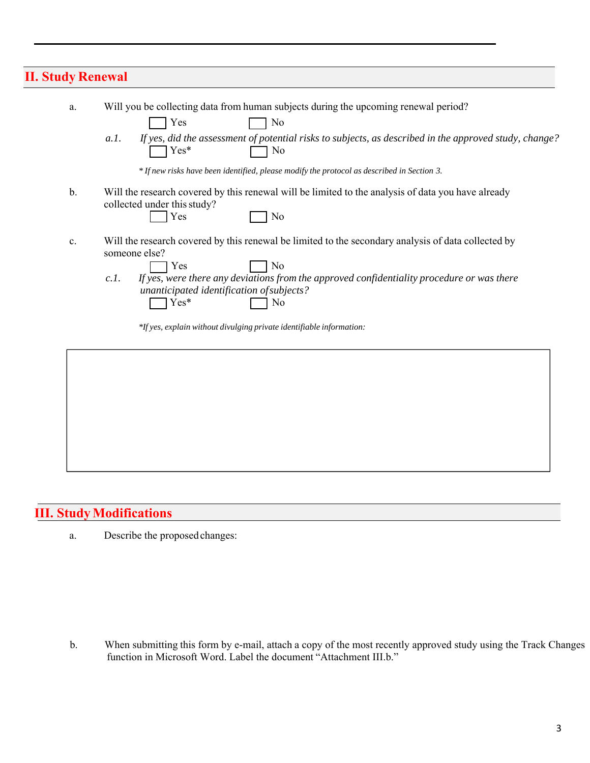## II. Study Renewal

a. Will you be collecting data from human subjects during the upcoming renewal period?

☐ Yes ☐ No

*a.1. If yes, did the assessment of potential risks to subjects, as described in the approved study, change?*

☐ Yes* ☐ No

*\* If new risks have been identified, please modify the protocol as described in Section 3.*

b. Will the research covered by this renewal will be limited to the analysis of data you have already collected under this study?

☐ Yes ☐ No

c. Will the research covered by this renewal be limited to the secondary analysis of data collected by someone else?

☐ Yes ☐ No

*c.1. If yes, were there any deviations from the approved confidentiality procedure or was there unanticipated identification of subjects?*

☐ Yes* ☐ No

*\*If yes, explain without divulging private identifiable information:*

## III. Study Modifications

a. Describe the proposed changes:

b. When submitting this form by e-mail, attach a copy of the most recently approved study using the Track Changes function in Microsoft Word. Label the document "Attachment III.b."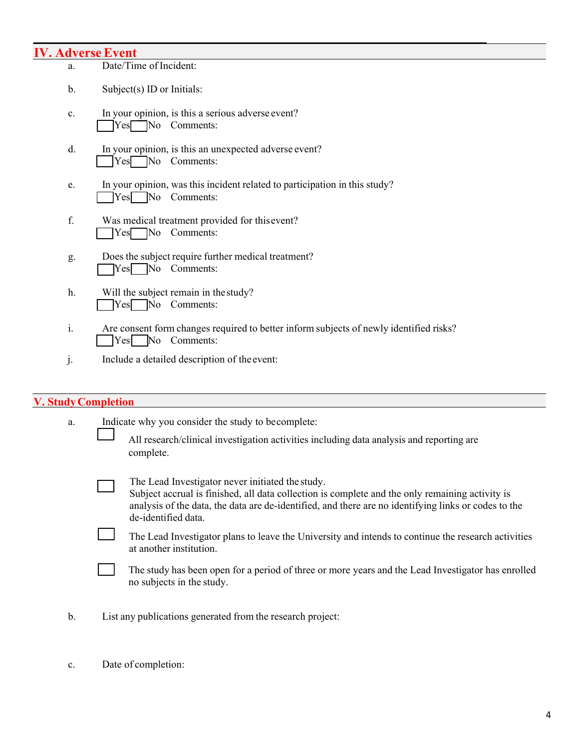## IV. Adverse Event

a. Date/Time of Incident:

b. Subject(s) ID or Initials:

c. In your opinion, is this a serious adverse event?
☐ Yes ☐ No Comments:

d. In your opinion, is this an unexpected adverse event?
☐ Yes ☐ No Comments:

e. In your opinion, was this incident related to participation in this study?
☐ Yes ☐ No Comments:

f. Was medical treatment provided for this event?
☐ Yes ☐ No Comments:

g. Does the subject require further medical treatment?
☐ Yes ☐ No Comments:

h. Will the subject remain in the study?
☐ Yes ☐ No Comments:

i. Are consent form changes required to better inform subjects of newly identified risks?
☐ Yes ☐ No Comments:

j. Include a detailed description of the event:

## V. Study Completion

a. Indicate why you consider the study to be complete:

☐ All research/clinical investigation activities including data analysis and reporting are complete.

☐ The Lead Investigator never initiated the study.
Subject accrual is finished, all data collection is complete and the only remaining activity is analysis of the data, the data are de-identified, and there are no identifying links or codes to the de-identified data.

☐ The Lead Investigator plans to leave the University and intends to continue the research activities at another institution.

☐ The study has been open for a period of three or more years and the Lead Investigator has enrolled no subjects in the study.

b. List any publications generated from the research project:

c. Date of completion: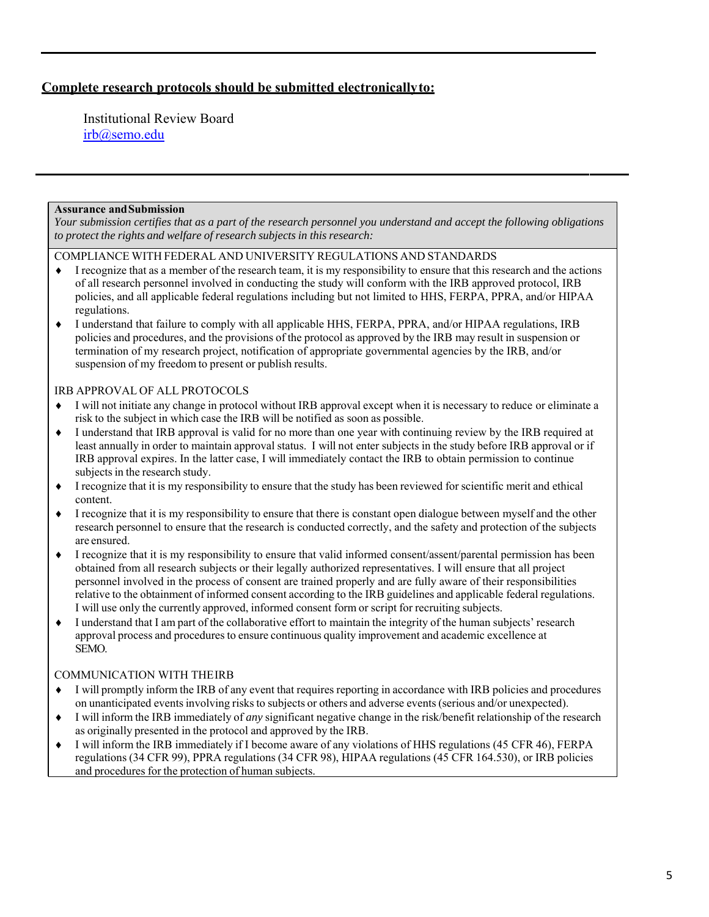**<u>Complete research protocols should be submitted electronically to:</u>**

Institutional Review Board
irb@semo.edu

---

**Assurance and Submission**

*Your submission certifies that as a part of the research personnel you understand and accept the following obligations to protect the rights and welfare of research subjects in this research:*

COMPLIANCE WITH FEDERAL AND UNIVERSITY REGULATIONS AND STANDARDS

- I recognize that as a member of the research team, it is my responsibility to ensure that this research and the actions of all research personnel involved in conducting the study will conform with the IRB approved protocol, IRB policies, and all applicable federal regulations including but not limited to HHS, FERPA, PPRA, and/or HIPAA regulations.
- I understand that failure to comply with all applicable HHS, FERPA, PPRA, and/or HIPAA regulations, IRB policies and procedures, and the provisions of the protocol as approved by the IRB may result in suspension or termination of my research project, notification of appropriate governmental agencies by the IRB, and/or suspension of my freedom to present or publish results.

IRB APPROVAL OF ALL PROTOCOLS

- I will not initiate any change in protocol without IRB approval except when it is necessary to reduce or eliminate a risk to the subject in which case the IRB will be notified as soon as possible.
- I understand that IRB approval is valid for no more than one year with continuing review by the IRB required at least annually in order to maintain approval status. I will not enter subjects in the study before IRB approval or if IRB approval expires. In the latter case, I will immediately contact the IRB to obtain permission to continue subjects in the research study.
- I recognize that it is my responsibility to ensure that the study has been reviewed for scientific merit and ethical content.
- I recognize that it is my responsibility to ensure that there is constant open dialogue between myself and the other research personnel to ensure that the research is conducted correctly, and the safety and protection of the subjects are ensured.
- I recognize that it is my responsibility to ensure that valid informed consent/assent/parental permission has been obtained from all research subjects or their legally authorized representatives. I will ensure that all project personnel involved in the process of consent are trained properly and are fully aware of their responsibilities relative to the obtainment of informed consent according to the IRB guidelines and applicable federal regulations. I will use only the currently approved, informed consent form or script for recruiting subjects.
- I understand that I am part of the collaborative effort to maintain the integrity of the human subjects' research approval process and procedures to ensure continuous quality improvement and academic excellence at SEMO.

COMMUNICATION WITH THE IRB

- I will promptly inform the IRB of any event that requires reporting in accordance with IRB policies and procedures on unanticipated events involving risks to subjects or others and adverse events (serious and/or unexpected).
- I will inform the IRB immediately of *any* significant negative change in the risk/benefit relationship of the research as originally presented in the protocol and approved by the IRB.
- I will inform the IRB immediately if I become aware of any violations of HHS regulations (45 CFR 46), FERPA regulations (34 CFR 99), PPRA regulations (34 CFR 98), HIPAA regulations (45 CFR 164.530), or IRB policies and procedures for the protection of human subjects.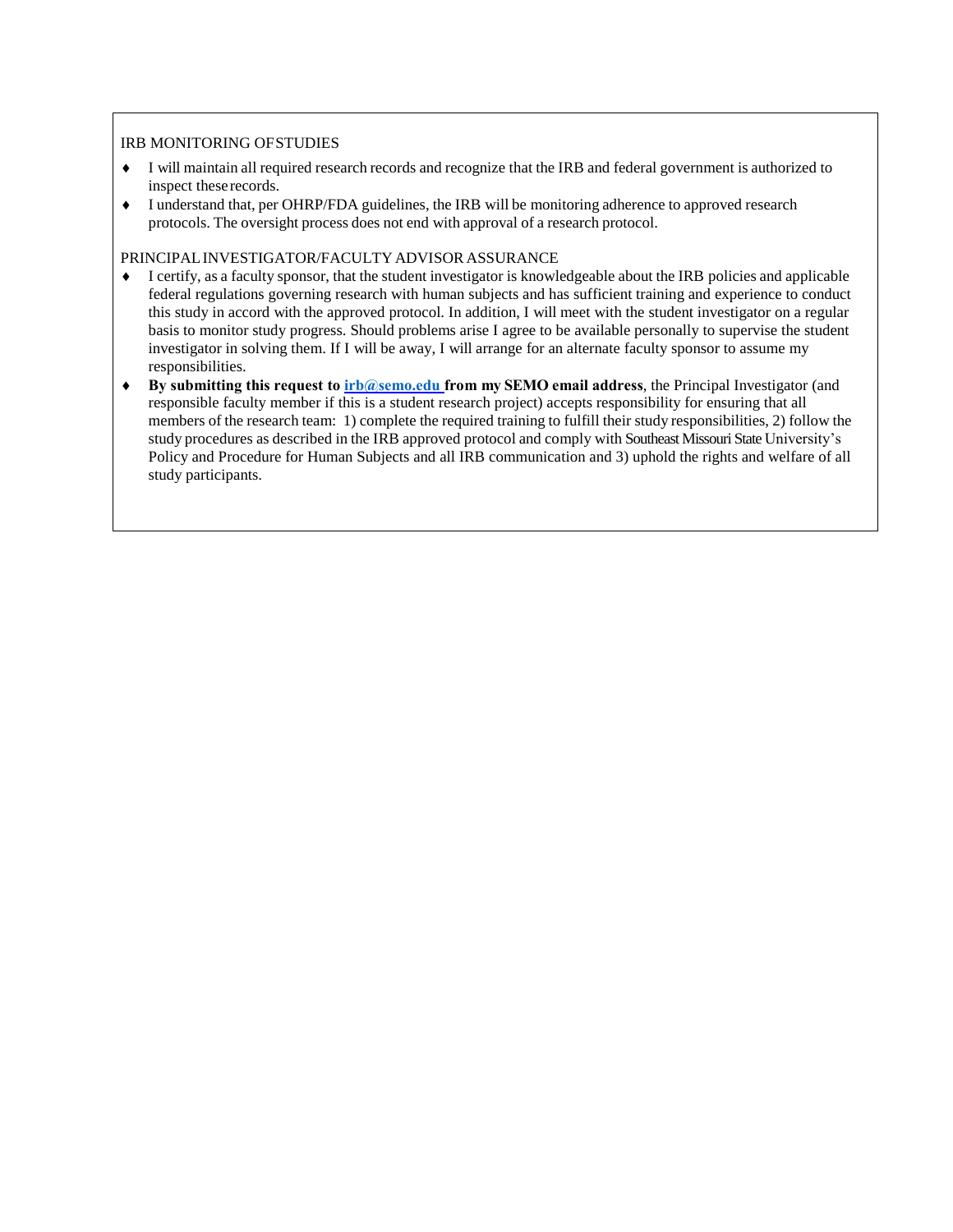IRB MONITORING OF STUDIES

- I will maintain all required research records and recognize that the IRB and federal government is authorized to inspect these records.
- I understand that, per OHRP/FDA guidelines, the IRB will be monitoring adherence to approved research protocols. The oversight process does not end with approval of a research protocol.

PRINCIPAL INVESTIGATOR/FACULTY ADVISOR ASSURANCE

- I certify, as a faculty sponsor, that the student investigator is knowledgeable about the IRB policies and applicable federal regulations governing research with human subjects and has sufficient training and experience to conduct this study in accord with the approved protocol. In addition, I will meet with the student investigator on a regular basis to monitor study progress. Should problems arise I agree to be available personally to supervise the student investigator in solving them. If I will be away, I will arrange for an alternate faculty sponsor to assume my responsibilities.
- **By submitting this request to irb@semo.edu from my SEMO email address**, the Principal Investigator (and responsible faculty member if this is a student research project) accepts responsibility for ensuring that all members of the research team: 1) complete the required training to fulfill their study responsibilities, 2) follow the study procedures as described in the IRB approved protocol and comply with Southeast Missouri State University's Policy and Procedure for Human Subjects and all IRB communication and 3) uphold the rights and welfare of all study participants.